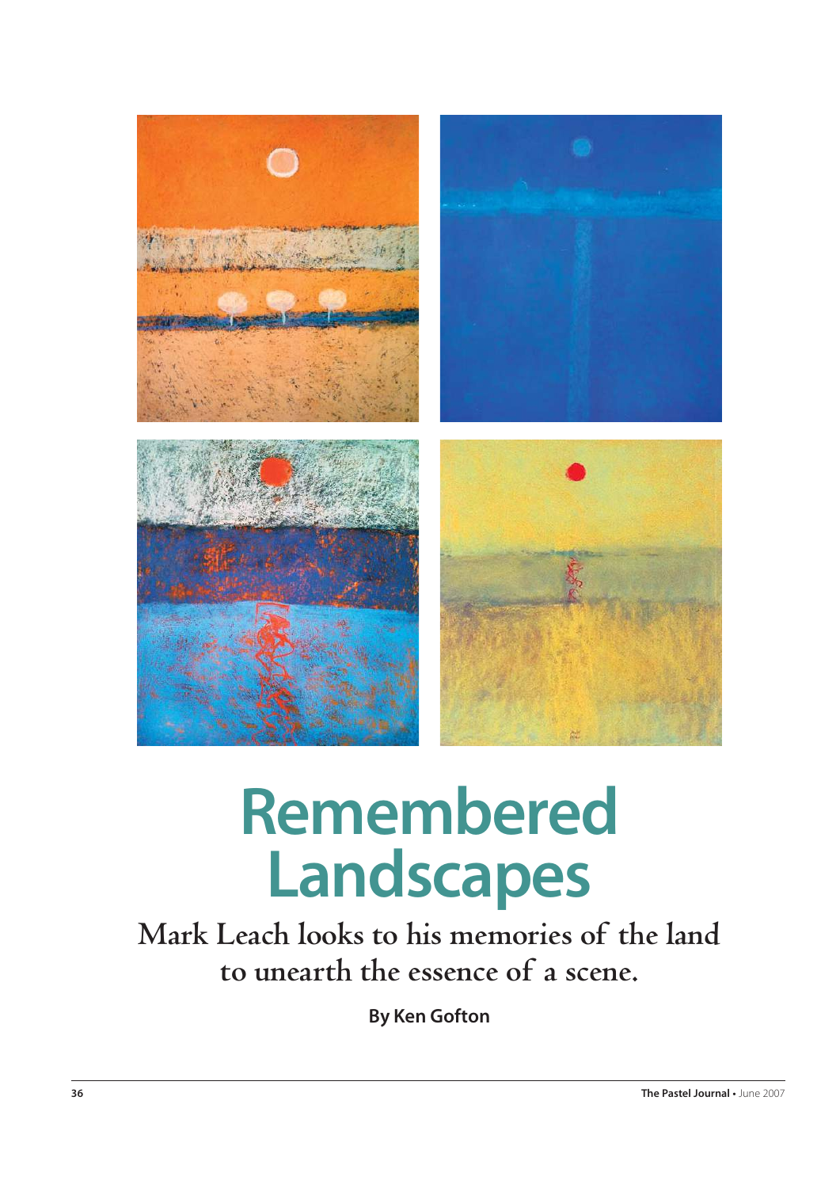# Remembered Landscapes

## Mark Leach looks to his memories of the land to unearth the essence of a scene.

**By Ken Gofton**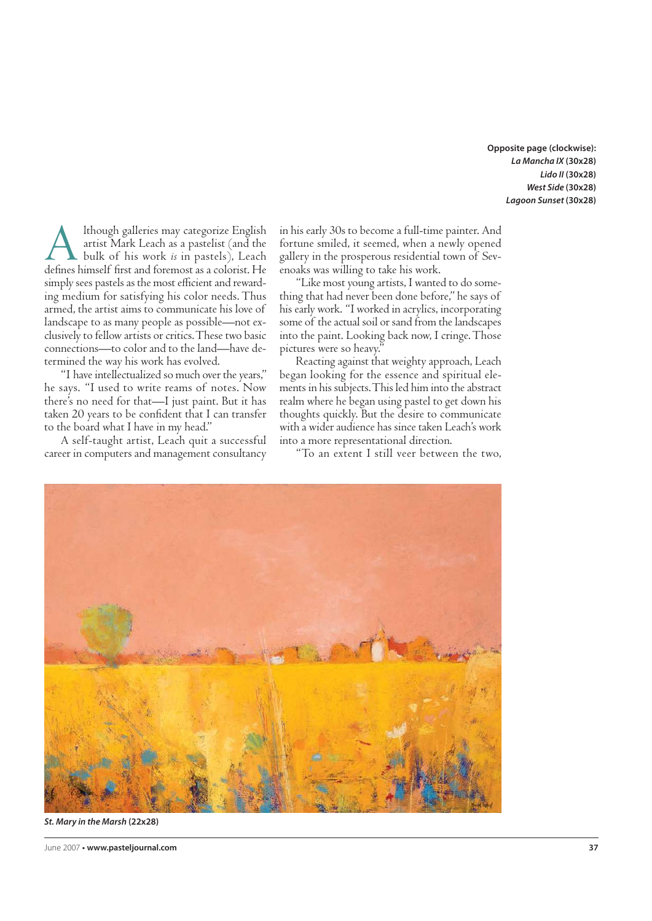**Opposite page (clockwise):**
***La Mancha IX* (30x28)**
***Lido II* (30x28)**
***West Side* (30x28)**
***Lagoon Sunset* (30x28)**

Although galleries may categorize English artist Mark Leach as a pastelist (and the bulk of his work *is* in pastels), Leach defines himself first and foremost as a colorist. He simply sees pastels as the most efficient and rewarding medium for satisfying his color needs. Thus armed, the artist aims to communicate his love of landscape to as many people as possible—not exclusively to fellow artists or critics. These two basic connections—to color and to the land—have determined the way his work has evolved.

"I have intellectualized so much over the years," he says. "I used to write reams of notes. Now there's no need for that—I just paint. But it has taken 20 years to be confident that I can transfer to the board what I have in my head."

A self-taught artist, Leach quit a successful career in computers and management consultancy in his early 30s to become a full-time painter. And fortune smiled, it seemed, when a newly opened gallery in the prosperous residential town of Sevenoaks was willing to take his work.

"Like most young artists, I wanted to do something that had never been done before," he says of his early work. "I worked in acrylics, incorporating some of the actual soil or sand from the landscapes into the paint. Looking back now, I cringe. Those pictures were so heavy."

Reacting against that weighty approach, Leach began looking for the essence and spiritual elements in his subjects. This led him into the abstract realm where he began using pastel to get down his thoughts quickly. But the desire to communicate with a wider audience has since taken Leach's work into a more representational direction.

"To an extent I still veer between the two,

***St. Mary in the Marsh* (22x28)**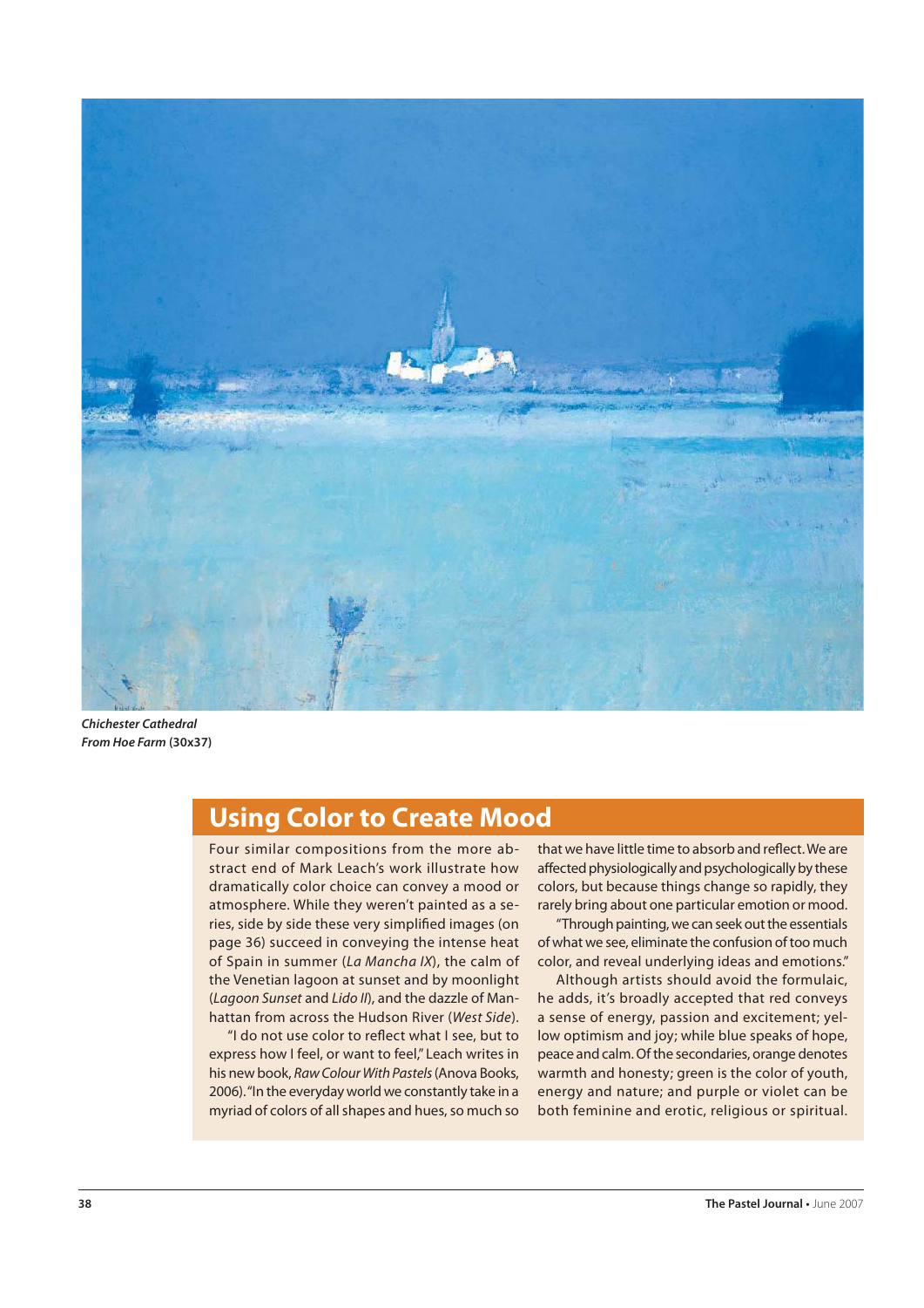***Chichester Cathedral From Hoe Farm*** **(30x37)**

## Using Color to Create Mood

Four similar compositions from the more abstract end of Mark Leach's work illustrate how dramatically color choice can convey a mood or atmosphere. While they weren't painted as a series, side by side these very simplified images (on page 36) succeed in conveying the intense heat of Spain in summer (*La Mancha IX*), the calm of the Venetian lagoon at sunset and by moonlight (*Lagoon Sunset* and *Lido II*), and the dazzle of Manhattan from across the Hudson River (*West Side*).

"I do not use color to reflect what I see, but to express how I feel, or want to feel," Leach writes in his new book, *Raw Colour With Pastels* (Anova Books, 2006). "In the everyday world we constantly take in a myriad of colors of all shapes and hues, so much so that we have little time to absorb and reflect. We are affected physiologically and psychologically by these colors, but because things change so rapidly, they rarely bring about one particular emotion or mood.

"Through painting, we can seek out the essentials of what we see, eliminate the confusion of too much color, and reveal underlying ideas and emotions."

Although artists should avoid the formulaic, he adds, it's broadly accepted that red conveys a sense of energy, passion and excitement; yellow optimism and joy; while blue speaks of hope, peace and calm. Of the secondaries, orange denotes warmth and honesty; green is the color of youth, energy and nature; and purple or violet can be both feminine and erotic, religious or spiritual.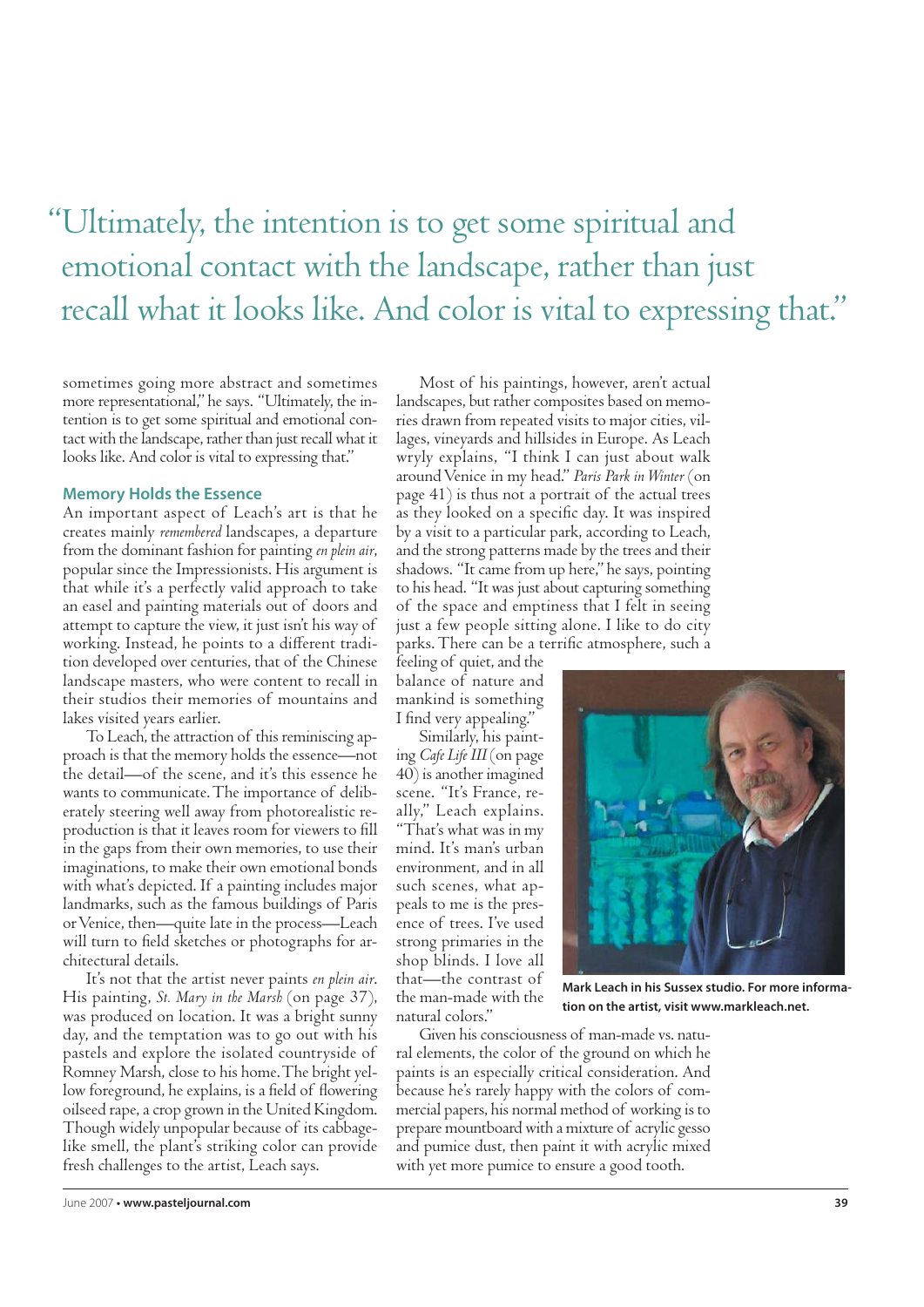> "Ultimately, the intention is to get some spiritual and emotional contact with the landscape, rather than just recall what it looks like. And color is vital to expressing that."

sometimes going more abstract and sometimes more representational," he says. "Ultimately, the intention is to get some spiritual and emotional contact with the landscape, rather than just recall what it looks like. And color is vital to expressing that."

### Memory Holds the Essence

An important aspect of Leach's art is that he creates mainly *remembered* landscapes, a departure from the dominant fashion for painting *en plein air*, popular since the Impressionists. His argument is that while it's a perfectly valid approach to take an easel and painting materials out of doors and attempt to capture the view, it just isn't his way of working. Instead, he points to a different tradition developed over centuries, that of the Chinese landscape masters, who were content to recall in their studios their memories of mountains and lakes visited years earlier.

To Leach, the attraction of this reminiscing approach is that the memory holds the essence—not the detail—of the scene, and it's this essence he wants to communicate. The importance of deliberately steering well away from photorealistic reproduction is that it leaves room for viewers to fill in the gaps from their own memories, to use their imaginations, to make their own emotional bonds with what's depicted. If a painting includes major landmarks, such as the famous buildings of Paris or Venice, then—quite late in the process—Leach will turn to field sketches or photographs for architectural details.

It's not that the artist never paints *en plein air*. His painting, *St. Mary in the Marsh* (on page 37), was produced on location. It was a bright sunny day, and the temptation was to go out with his pastels and explore the isolated countryside of Romney Marsh, close to his home. The bright yellow foreground, he explains, is a field of flowering oilseed rape, a crop grown in the United Kingdom. Though widely unpopular because of its cabbage-like smell, the plant's striking color can provide fresh challenges to the artist, Leach says.

Most of his paintings, however, aren't actual landscapes, but rather composites based on memories drawn from repeated visits to major cities, villages, vineyards and hillsides in Europe. As Leach wryly explains, "I think I can just about walk around Venice in my head." *Paris Park in Winter* (on page 41) is thus not a portrait of the actual trees as they looked on a specific day. It was inspired by a visit to a particular park, according to Leach, and the strong patterns made by the trees and their shadows. "It came from up here," he says, pointing to his head. "It was just about capturing something of the space and emptiness that I felt in seeing just a few people sitting alone. I like to do city parks. There can be a terrific atmosphere, such a feeling of quiet, and the balance of nature and mankind is something I find very appealing."

Similarly, his painting *Cafe Life III* (on page 40) is another imagined scene. "It's France, really," Leach explains. "That's what was in my mind. It's man's urban environment, and in all such scenes, what appeals to me is the presence of trees. I've used strong primaries in the shop blinds. I love all that—the contrast of the man-made with the natural colors."

**Mark Leach in his Sussex studio. For more information on the artist, visit www.markleach.net.**

Given his consciousness of man-made vs. natural elements, the color of the ground on which he paints is an especially critical consideration. And because he's rarely happy with the colors of commercial papers, his normal method of working is to prepare mountboard with a mixture of acrylic gesso and pumice dust, then paint it with acrylic mixed with yet more pumice to ensure a good tooth.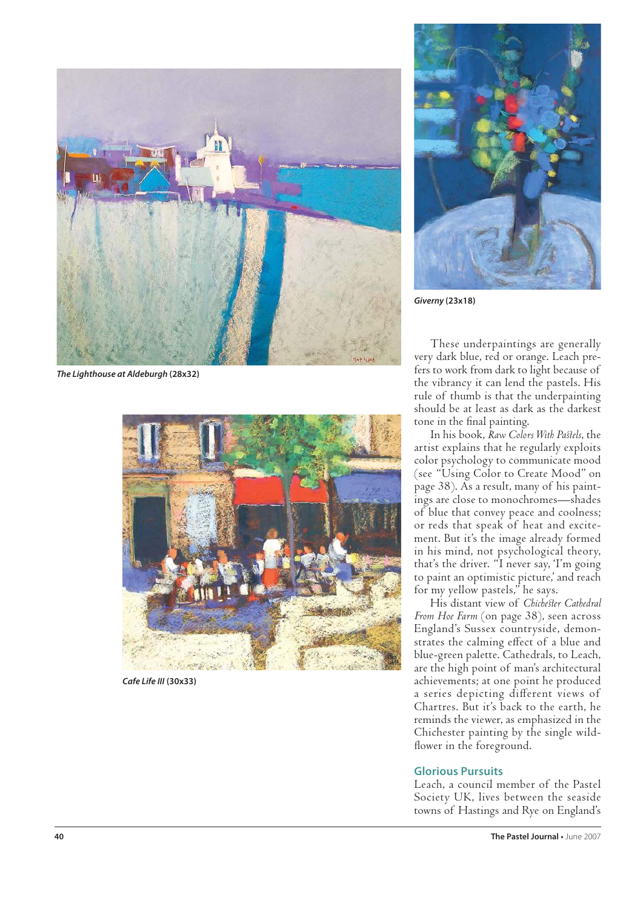*The Lighthouse at Aldeburgh* **(28x32)**

*Giverny* **(23x18)**

*Cafe Life III* **(30x33)**

These underpaintings are generally very dark blue, red or orange. Leach prefers to work from dark to light because of the vibrancy it can lend the pastels. His rule of thumb is that the underpainting should be at least as dark as the darkest tone in the final painting.

In his book, *Raw Colors With Pastels*, the artist explains that he regularly exploits color psychology to communicate mood (see "Using Color to Create Mood" on page 38). As a result, many of his paintings are close to monochromes—shades of blue that convey peace and coolness; or reds that speak of heat and excitement. But it's the image already formed in his mind, not psychological theory, that's the driver. "I never say, 'I'm going to paint an optimistic picture,' and reach for my yellow pastels," he says.

His distant view of *Chichester Cathedral From Hoe Farm* (on page 38), seen across England's Sussex countryside, demonstrates the calming effect of a blue and blue-green palette. Cathedrals, to Leach, are the high point of man's architectural achievements; at one point he produced a series depicting different views of Chartres. But it's back to the earth, he reminds the viewer, as emphasized in the Chichester painting by the single wildflower in the foreground.

### Glorious Pursuits

Leach, a council member of the Pastel Society UK, lives between the seaside towns of Hastings and Rye on England's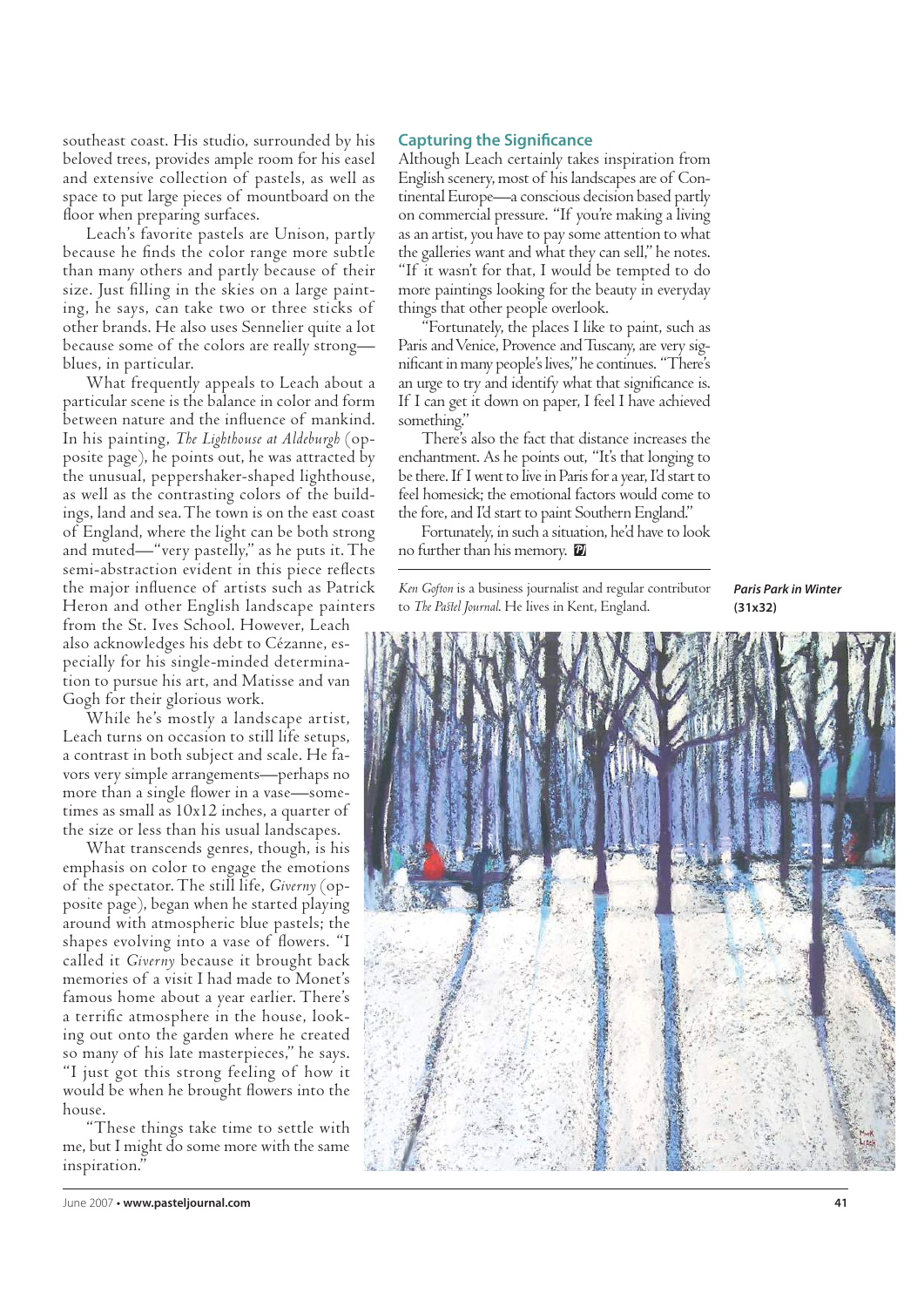southeast coast. His studio, surrounded by his beloved trees, provides ample room for his easel and extensive collection of pastels, as well as space to put large pieces of mountboard on the floor when preparing surfaces.

Leach's favorite pastels are Unison, partly because he finds the color range more subtle than many others and partly because of their size. Just filling in the skies on a large painting, he says, can take two or three sticks of other brands. He also uses Sennelier quite a lot because some of the colors are really strong—blues, in particular.

What frequently appeals to Leach about a particular scene is the balance in color and form between nature and the influence of mankind. In his painting, *The Lighthouse at Aldeburgh* (opposite page), he points out, he was attracted by the unusual, peppershaker-shaped lighthouse, as well as the contrasting colors of the buildings, land and sea. The town is on the east coast of England, where the light can be both strong and muted—"very pastelly," as he puts it. The semi-abstraction evident in this piece reflects the major influence of artists such as Patrick Heron and other English landscape painters from the St. Ives School. However, Leach also acknowledges his debt to Cézanne, especially for his single-minded determination to pursue his art, and Matisse and van Gogh for their glorious work.

While he's mostly a landscape artist, Leach turns on occasion to still life setups, a contrast in both subject and scale. He favors very simple arrangements—perhaps no more than a single flower in a vase—sometimes as small as 10x12 inches, a quarter of the size or less than his usual landscapes.

What transcends genres, though, is his emphasis on color to engage the emotions of the spectator. The still life, *Giverny* (opposite page), began when he started playing around with atmospheric blue pastels; the shapes evolving into a vase of flowers. "I called it *Giverny* because it brought back memories of a visit I had made to Monet's famous home about a year earlier. There's a terrific atmosphere in the house, looking out onto the garden where he created so many of his late masterpieces," he says. "I just got this strong feeling of how it would be when he brought flowers into the house.

"These things take time to settle with me, but I might do some more with the same inspiration."

## Capturing the Significance

Although Leach certainly takes inspiration from English scenery, most of his landscapes are of Continental Europe—a conscious decision based partly on commercial pressure. "If you're making a living as an artist, you have to pay some attention to what the galleries want and what they can sell," he notes. "If it wasn't for that, I would be tempted to do more paintings looking for the beauty in everyday things that other people overlook.

"Fortunately, the places I like to paint, such as Paris and Venice, Provence and Tuscany, are very significant in many people's lives," he continues. "There's an urge to try and identify what that significance is. If I can get it down on paper, I feel I have achieved something."

There's also the fact that distance increases the enchantment. As he points out, "It's that longing to be there. If I went to live in Paris for a year, I'd start to feel homesick; the emotional factors would come to the fore, and I'd start to paint Southern England."

Fortunately, in such a situation, he'd have to look no further than his memory.

*Ken Gofton* is a business journalist and regular contributor to *The Pastel Journal*. He lives in Kent, England.

***Paris Park in Winter***
**(31x32)**